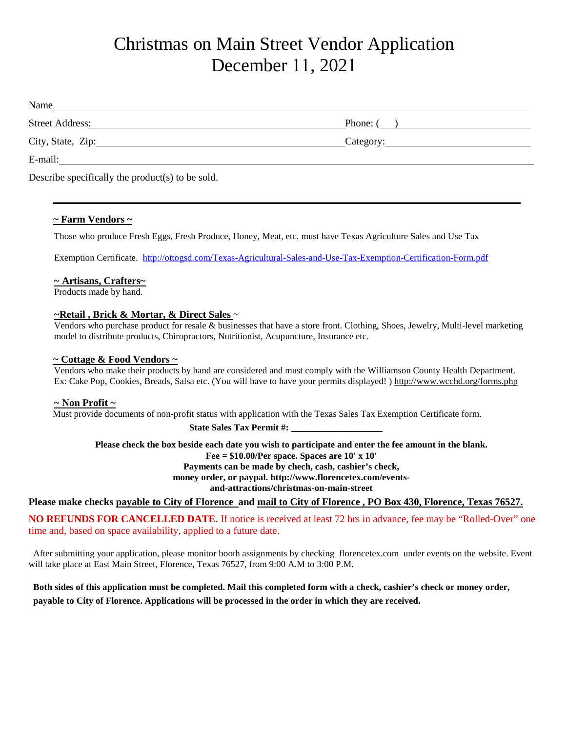# Christmas on Main Street Vendor Application
# December 11, 2021

Name___________________________________________________________________________

Street Address:_______________________________________ Phone: (___)_______________________

City, State, Zip:______________________________________ Category:__________________________

E-mail:_________________________________________________________________________

Describe specifically the product(s) to be sold.

______________________________________________________________________________

**~ Farm Vendors ~**

Those who produce Fresh Eggs, Fresh Produce, Honey, Meat, etc. must have Texas Agriculture Sales and Use Tax Exemption Certificate. http://ottogsd.com/Texas-Agricultural-Sales-and-Use-Tax-Exemption-Certification-Form.pdf

**~ Artisans, Crafters~**

Products made by hand.

**~Retail , Brick & Mortar, & Direct Sales ~**

Vendors who purchase product for resale & businesses that have a store front. Clothing, Shoes, Jewelry, Multi-level marketing model to distribute products, Chiropractors, Nutritionist, Acupuncture, Insurance etc.

**~ Cottage & Food Vendors ~**

Vendors who make their products by hand are considered and must comply with the Williamson County Health Department. Ex: Cake Pop, Cookies, Breads, Salsa etc. (You will have to have your permits displayed! ) http://www.wcchd.org/forms.php

**~ Non Profit ~**

Must provide documents of non-profit status with application with the Texas Sales Tax Exemption Certificate form.

**State Sales Tax Permit #: ____________________**

**Please check the box beside each date you wish to participate and enter the fee amount in the blank.**
**Fee = $10.00/Per space. Spaces are 10' x 10'**
**Payments can be made by chech, cash, cashier's check,**
**money order, or paypal. http://www.florencetex.com/events-and-attractions/christmas-on-main-street**

**Please make checks payable to City of Florence and mail to City of Florence , PO Box 430, Florence, Texas 76527.**

**NO REFUNDS FOR CANCELLED DATE.** If notice is received at least 72 hrs in advance, fee may be "Rolled-Over" one time and, based on space availability, applied to a future date.

After submitting your application, please monitor booth assignments by checking florencetex.com under events on the website. Event will take place at East Main Street, Florence, Texas 76527, from 9:00 A.M to 3:00 P.M.

**Both sides of this application must be completed. Mail this completed form with a check, cashier's check or money order, payable to City of Florence. Applications will be processed in the order in which they are received.**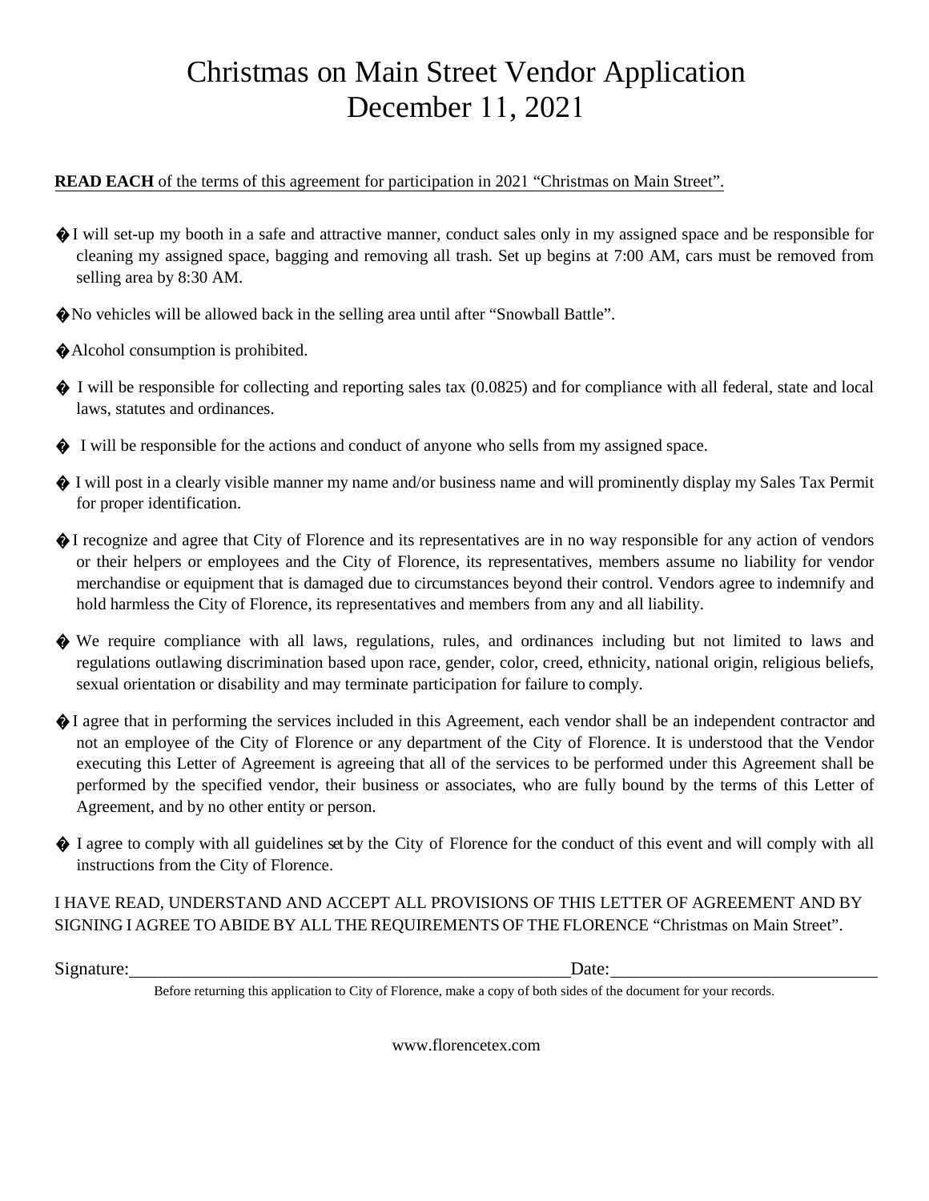# Christmas on Main Street Vendor Application
# December 11, 2021

**READ EACH** of the terms of this agreement for participation in 2021 "Christmas on Main Street".

- I will set-up my booth in a safe and attractive manner, conduct sales only in my assigned space and be responsible for cleaning my assigned space, bagging and removing all trash. Set up begins at 7:00 AM, cars must be removed from selling area by 8:30 AM.
- No vehicles will be allowed back in the selling area until after "Snowball Battle".
- Alcohol consumption is prohibited.
- I will be responsible for collecting and reporting sales tax (0.0825) and for compliance with all federal, state and local laws, statutes and ordinances.
- I will be responsible for the actions and conduct of anyone who sells from my assigned space.
- I will post in a clearly visible manner my name and/or business name and will prominently display my Sales Tax Permit for proper identification.
- I recognize and agree that City of Florence and its representatives are in no way responsible for any action of vendors or their helpers or employees and the City of Florence, its representatives, members assume no liability for vendor merchandise or equipment that is damaged due to circumstances beyond their control. Vendors agree to indemnify and hold harmless the City of Florence, its representatives and members from any and all liability.
- We require compliance with all laws, regulations, rules, and ordinances including but not limited to laws and regulations outlawing discrimination based upon race, gender, color, creed, ethnicity, national origin, religious beliefs, sexual orientation or disability and may terminate participation for failure to comply.
- I agree that in performing the services included in this Agreement, each vendor shall be an independent contractor and not an employee of the City of Florence or any department of the City of Florence. It is understood that the Vendor executing this Letter of Agreement is agreeing that all of the services to be performed under this Agreement shall be performed by the specified vendor, their business or associates, who are fully bound by the terms of this Letter of Agreement, and by no other entity or person.
- I agree to comply with all guidelines set by the City of Florence for the conduct of this event and will comply with all instructions from the City of Florence.

I HAVE READ, UNDERSTAND AND ACCEPT ALL PROVISIONS OF THIS LETTER OF AGREEMENT AND BY SIGNING I AGREE TO ABIDE BY ALL THE REQUIREMENTS OF THE FLORENCE "Christmas on Main Street".

Signature:______________________________________________ Date:____________________________

Before returning this application to City of Florence, make a copy of both sides of the document for your records.

www.florencetex.com